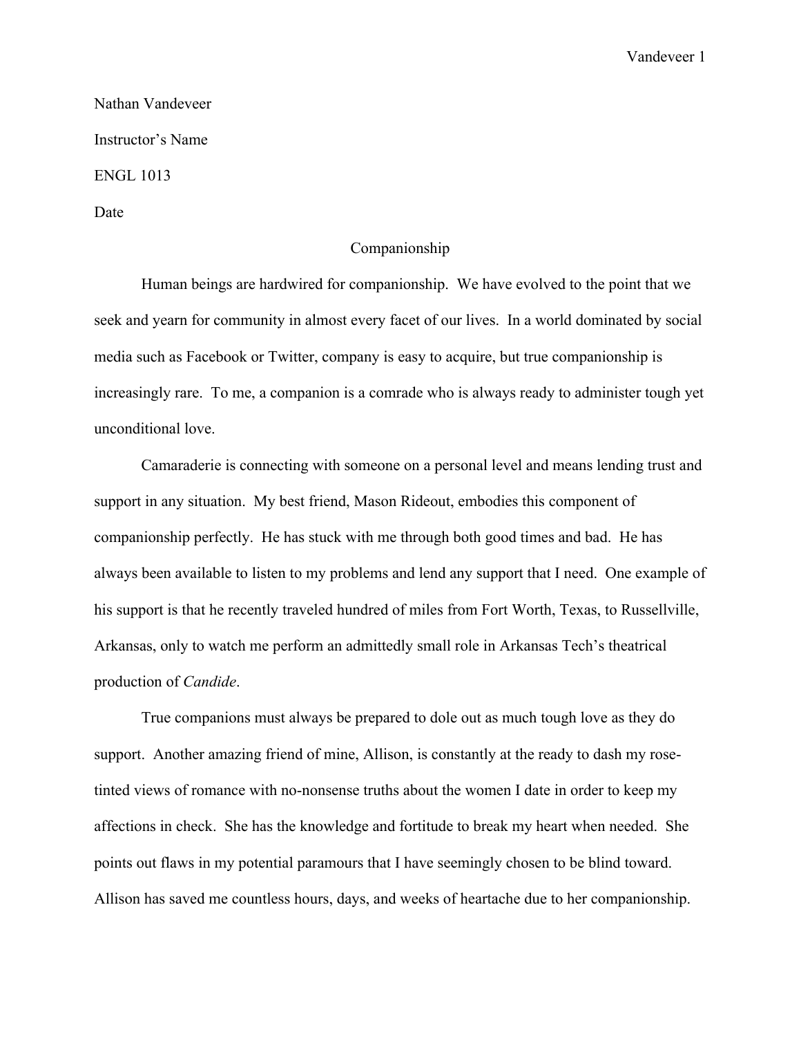Nathan Vandeveer

Instructor's Name

ENGL 1013

Date

# Companionship

Human beings are hardwired for companionship. We have evolved to the point that we seek and yearn for community in almost every facet of our lives. In a world dominated by social media such as Facebook or Twitter, company is easy to acquire, but true companionship is increasingly rare. To me, a companion is a comrade who is always ready to administer tough yet unconditional love.

Camaraderie is connecting with someone on a personal level and means lending trust and support in any situation. My best friend, Mason Rideout, embodies this component of companionship perfectly. He has stuck with me through both good times and bad. He has always been available to listen to my problems and lend any support that I need. One example of his support is that he recently traveled hundred of miles from Fort Worth, Texas, to Russellville, Arkansas, only to watch me perform an admittedly small role in Arkansas Tech's theatrical production of *Candide*.

True companions must always be prepared to dole out as much tough love as they do support. Another amazing friend of mine, Allison, is constantly at the ready to dash my rose-tinted views of romance with no-nonsense truths about the women I date in order to keep my affections in check. She has the knowledge and fortitude to break my heart when needed. She points out flaws in my potential paramours that I have seemingly chosen to be blind toward. Allison has saved me countless hours, days, and weeks of heartache due to her companionship.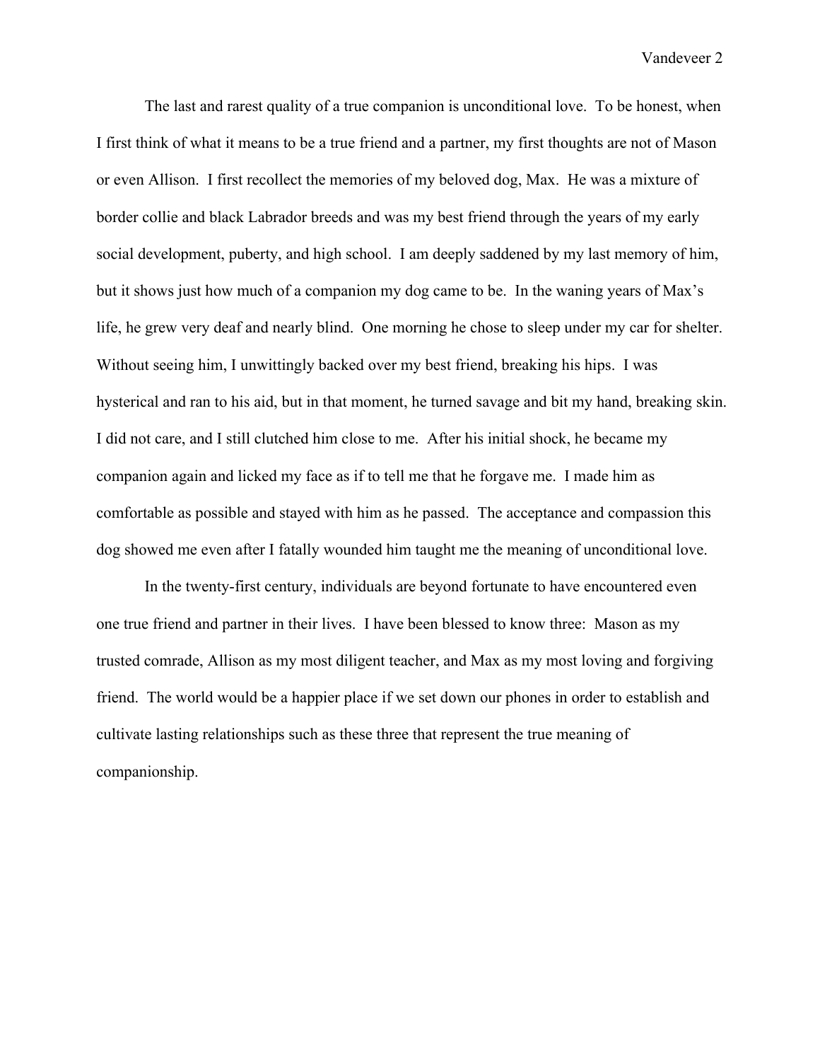The last and rarest quality of a true companion is unconditional love. To be honest, when I first think of what it means to be a true friend and a partner, my first thoughts are not of Mason or even Allison. I first recollect the memories of my beloved dog, Max. He was a mixture of border collie and black Labrador breeds and was my best friend through the years of my early social development, puberty, and high school. I am deeply saddened by my last memory of him, but it shows just how much of a companion my dog came to be. In the waning years of Max's life, he grew very deaf and nearly blind. One morning he chose to sleep under my car for shelter. Without seeing him, I unwittingly backed over my best friend, breaking his hips. I was hysterical and ran to his aid, but in that moment, he turned savage and bit my hand, breaking skin. I did not care, and I still clutched him close to me. After his initial shock, he became my companion again and licked my face as if to tell me that he forgave me. I made him as comfortable as possible and stayed with him as he passed. The acceptance and compassion this dog showed me even after I fatally wounded him taught me the meaning of unconditional love.

In the twenty-first century, individuals are beyond fortunate to have encountered even one true friend and partner in their lives. I have been blessed to know three: Mason as my trusted comrade, Allison as my most diligent teacher, and Max as my most loving and forgiving friend. The world would be a happier place if we set down our phones in order to establish and cultivate lasting relationships such as these three that represent the true meaning of companionship.